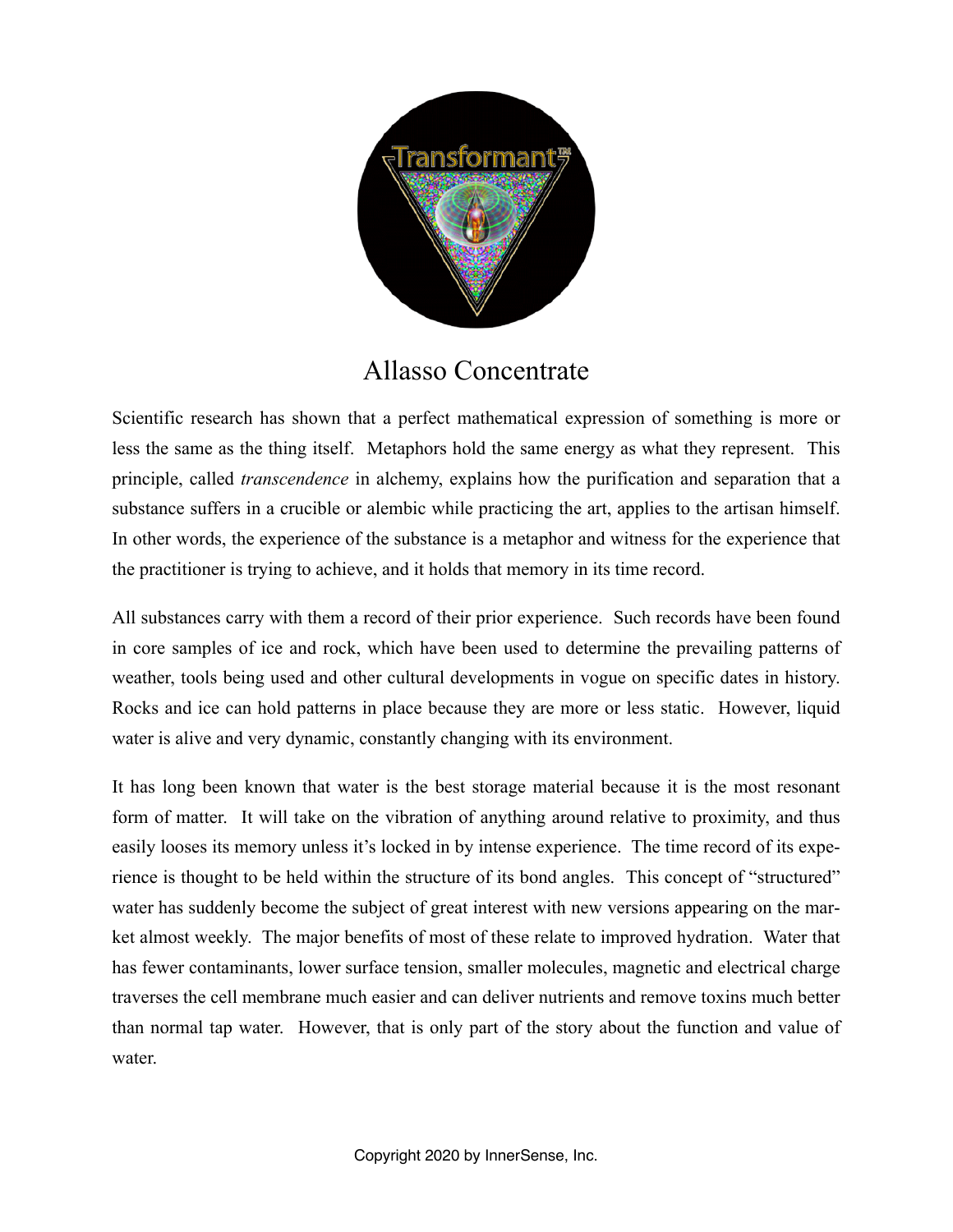# Allasso Concentrate

Scientific research has shown that a perfect mathematical expression of something is more or less the same as the thing itself. Metaphors hold the same energy as what they represent. This principle, called *transcendence* in alchemy, explains how the purification and separation that a substance suffers in a crucible or alembic while practicing the art, applies to the artisan himself. In other words, the experience of the substance is a metaphor and witness for the experience that the practitioner is trying to achieve, and it holds that memory in its time record.

All substances carry with them a record of their prior experience. Such records have been found in core samples of ice and rock, which have been used to determine the prevailing patterns of weather, tools being used and other cultural developments in vogue on specific dates in history. Rocks and ice can hold patterns in place because they are more or less static. However, liquid water is alive and very dynamic, constantly changing with its environment.

It has long been known that water is the best storage material because it is the most resonant form of matter. It will take on the vibration of anything around relative to proximity, and thus easily looses its memory unless it's locked in by intense experience. The time record of its experience is thought to be held within the structure of its bond angles. This concept of "structured" water has suddenly become the subject of great interest with new versions appearing on the market almost weekly. The major benefits of most of these relate to improved hydration. Water that has fewer contaminants, lower surface tension, smaller molecules, magnetic and electrical charge traverses the cell membrane much easier and can deliver nutrients and remove toxins much better than normal tap water. However, that is only part of the story about the function and value of water.

Copyright 2020 by InnerSense, Inc.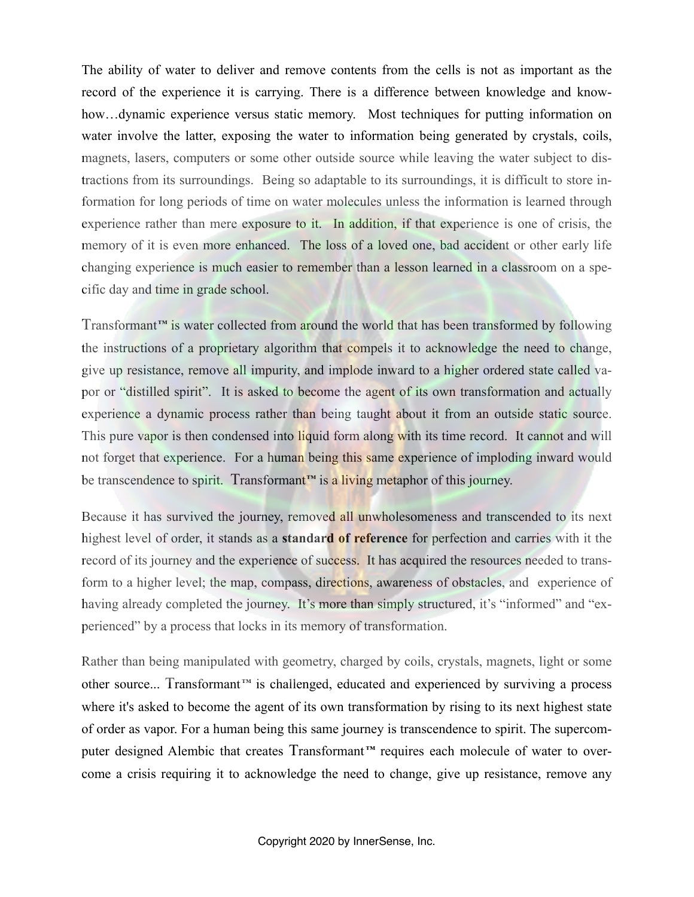The ability of water to deliver and remove contents from the cells is not as important as the record of the experience it is carrying. There is a difference between knowledge and know-how…dynamic experience versus static memory. Most techniques for putting information on water involve the latter, exposing the water to information being generated by crystals, coils, magnets, lasers, computers or some other outside source while leaving the water subject to distractions from its surroundings. Being so adaptable to its surroundings, it is difficult to store information for long periods of time on water molecules unless the information is learned through experience rather than mere exposure to it. In addition, if that experience is one of crisis, the memory of it is even more enhanced. The loss of a loved one, bad accident or other early life changing experience is much easier to remember than a lesson learned in a classroom on a specific day and time in grade school.

Transformant™ is water collected from around the world that has been transformed by following the instructions of a proprietary algorithm that compels it to acknowledge the need to change, give up resistance, remove all impurity, and implode inward to a higher ordered state called vapor or "distilled spirit". It is asked to become the agent of its own transformation and actually experience a dynamic process rather than being taught about it from an outside static source. This pure vapor is then condensed into liquid form along with its time record. It cannot and will not forget that experience. For a human being this same experience of imploding inward would be transcendence to spirit. Transformant™ is a living metaphor of this journey.

Because it has survived the journey, removed all unwholesomeness and transcended to its next highest level of order, it stands as a **standard of reference** for perfection and carries with it the record of its journey and the experience of success. It has acquired the resources needed to transform to a higher level; the map, compass, directions, awareness of obstacles, and experience of having already completed the journey. It's more than simply structured, it's "informed" and "experienced" by a process that locks in its memory of transformation.

Rather than being manipulated with geometry, charged by coils, crystals, magnets, light or some other source... Transformant™ is challenged, educated and experienced by surviving a process where it's asked to become the agent of its own transformation by rising to its next highest state of order as vapor. For a human being this same journey is transcendence to spirit. The supercomputer designed Alembic that creates Transformant™ requires each molecule of water to overcome a crisis requiring it to acknowledge the need to change, give up resistance, remove any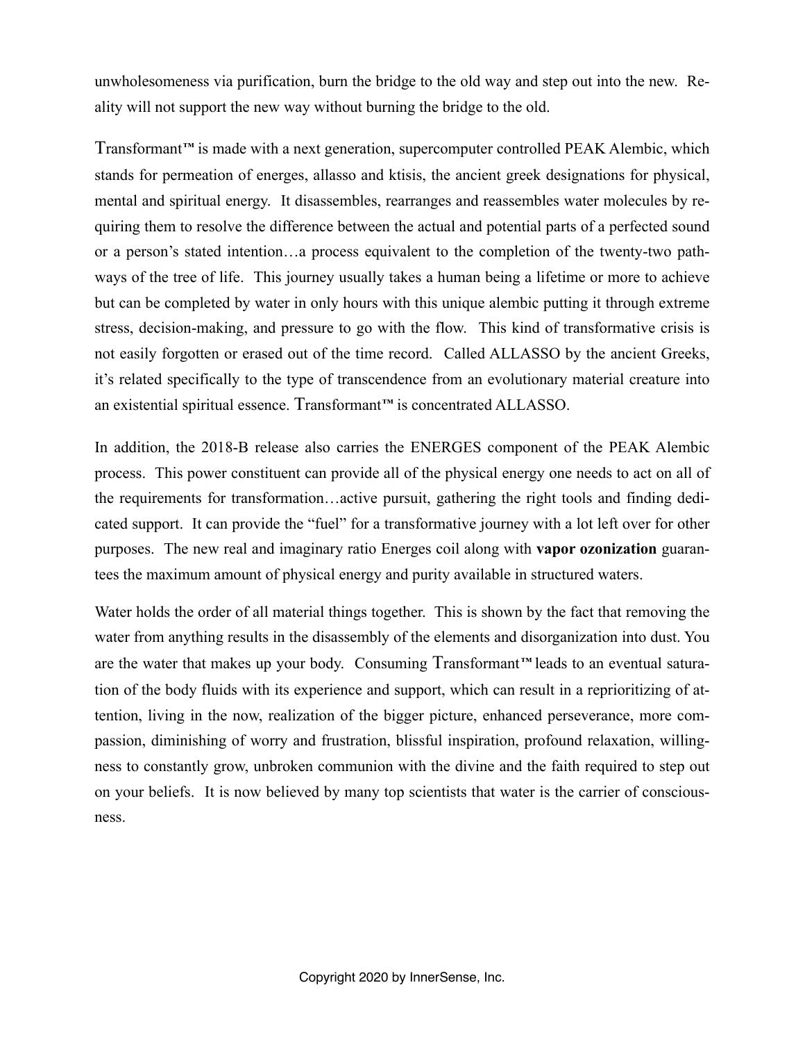unwholesomeness via purification, burn the bridge to the old way and step out into the new. Reality will not support the new way without burning the bridge to the old.

Transformant™ is made with a next generation, supercomputer controlled PEAK Alembic, which stands for permeation of energes, allasso and ktisis, the ancient greek designations for physical, mental and spiritual energy. It disassembles, rearranges and reassembles water molecules by requiring them to resolve the difference between the actual and potential parts of a perfected sound or a person's stated intention…a process equivalent to the completion of the twenty-two pathways of the tree of life. This journey usually takes a human being a lifetime or more to achieve but can be completed by water in only hours with this unique alembic putting it through extreme stress, decision-making, and pressure to go with the flow. This kind of transformative crisis is not easily forgotten or erased out of the time record. Called ALLASSO by the ancient Greeks, it's related specifically to the type of transcendence from an evolutionary material creature into an existential spiritual essence. Transformant™ is concentrated ALLASSO.

In addition, the 2018-B release also carries the ENERGES component of the PEAK Alembic process. This power constituent can provide all of the physical energy one needs to act on all of the requirements for transformation…active pursuit, gathering the right tools and finding dedicated support. It can provide the "fuel" for a transformative journey with a lot left over for other purposes. The new real and imaginary ratio Energes coil along with **vapor ozonization** guarantees the maximum amount of physical energy and purity available in structured waters.

Water holds the order of all material things together. This is shown by the fact that removing the water from anything results in the disassembly of the elements and disorganization into dust. You are the water that makes up your body. Consuming Transformant™ leads to an eventual saturation of the body fluids with its experience and support, which can result in a reprioritizing of attention, living in the now, realization of the bigger picture, enhanced perseverance, more compassion, diminishing of worry and frustration, blissful inspiration, profound relaxation, willingness to constantly grow, unbroken communion with the divine and the faith required to step out on your beliefs. It is now believed by many top scientists that water is the carrier of consciousness.

Copyright 2020 by InnerSense, Inc.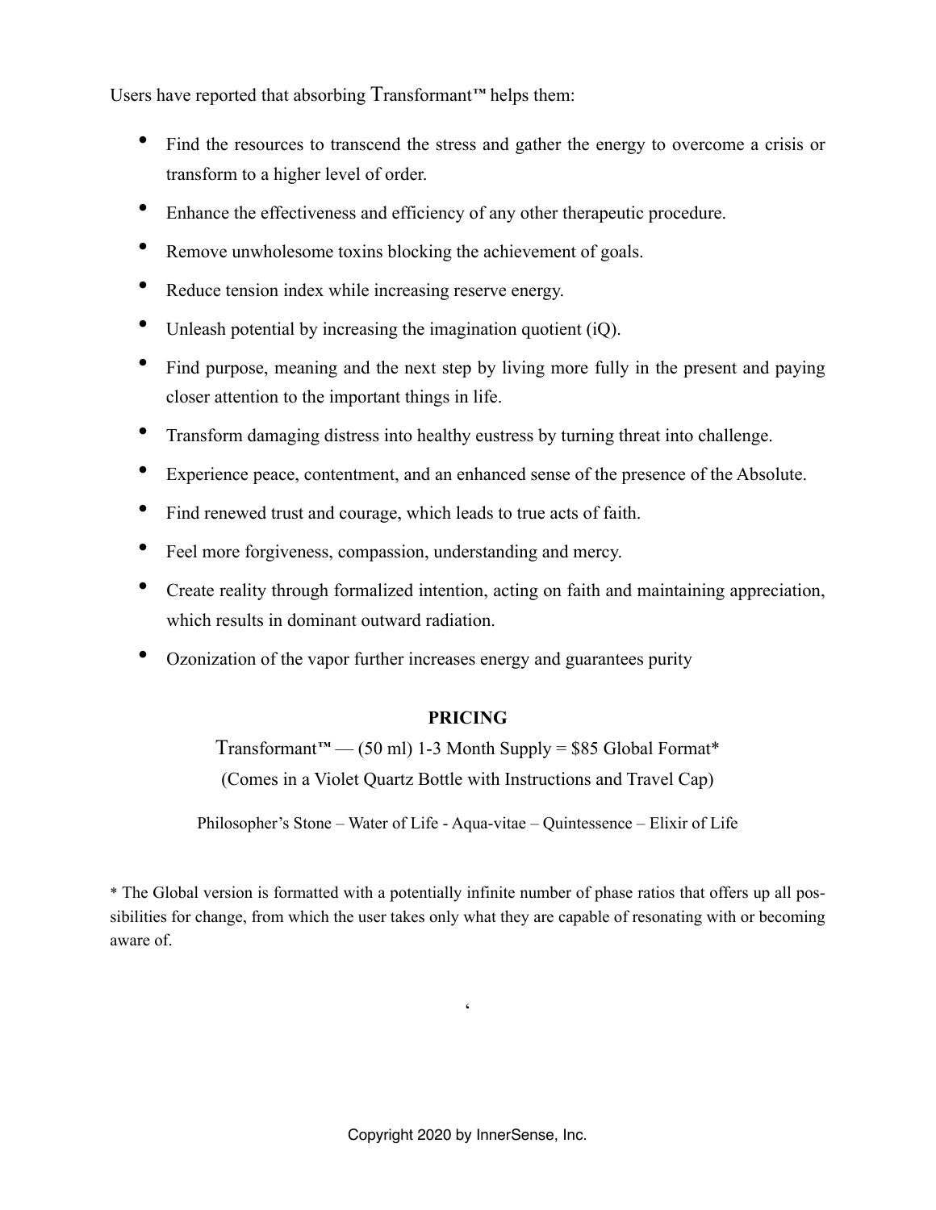Users have reported that absorbing Transformant™ helps them:

- Find the resources to transcend the stress and gather the energy to overcome a crisis or transform to a higher level of order.
- Enhance the effectiveness and efficiency of any other therapeutic procedure.
- Remove unwholesome toxins blocking the achievement of goals.
- Reduce tension index while increasing reserve energy.
- Unleash potential by increasing the imagination quotient (iQ).
- Find purpose, meaning and the next step by living more fully in the present and paying closer attention to the important things in life.
- Transform damaging distress into healthy eustress by turning threat into challenge.
- Experience peace, contentment, and an enhanced sense of the presence of the Absolute.
- Find renewed trust and courage, which leads to true acts of faith.
- Feel more forgiveness, compassion, understanding and mercy.
- Create reality through formalized intention, acting on faith and maintaining appreciation, which results in dominant outward radiation.
- Ozonization of the vapor further increases energy and guarantees purity

**PRICING**

Transformant™ — (50 ml) 1-3 Month Supply = $85 Global Format*

(Comes in a Violet Quartz Bottle with Instructions and Travel Cap)

Philosopher's Stone – Water of Life - Aqua-vitae – Quintessence – Elixir of Life

* The Global version is formatted with a potentially infinite number of phase ratios that offers up all possibilities for change, from which the user takes only what they are capable of resonating with or becoming aware of.

'

Copyright 2020 by InnerSense, Inc.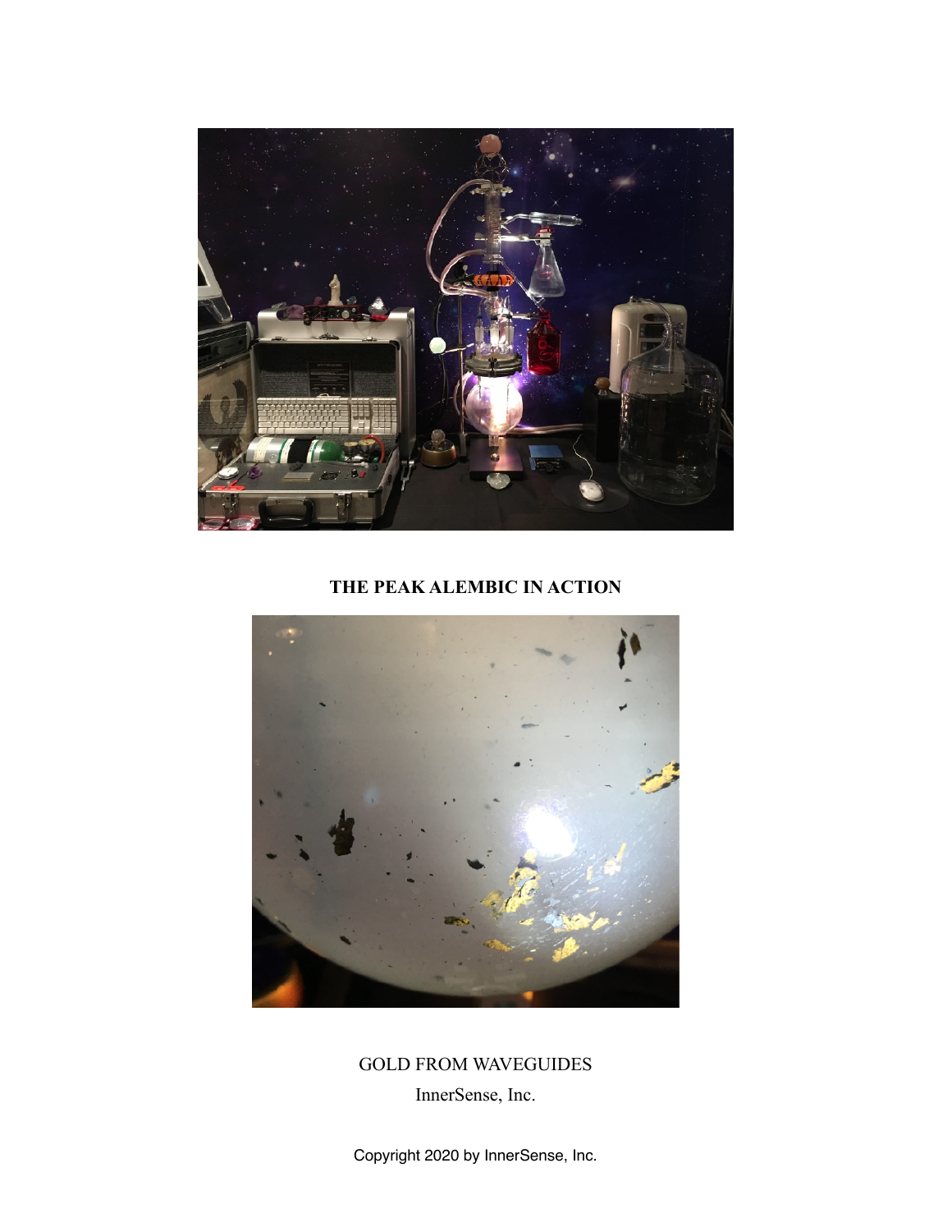**THE PEAK ALEMBIC IN ACTION**

GOLD FROM WAVEGUIDES

InnerSense, Inc.

Copyright 2020 by InnerSense, Inc.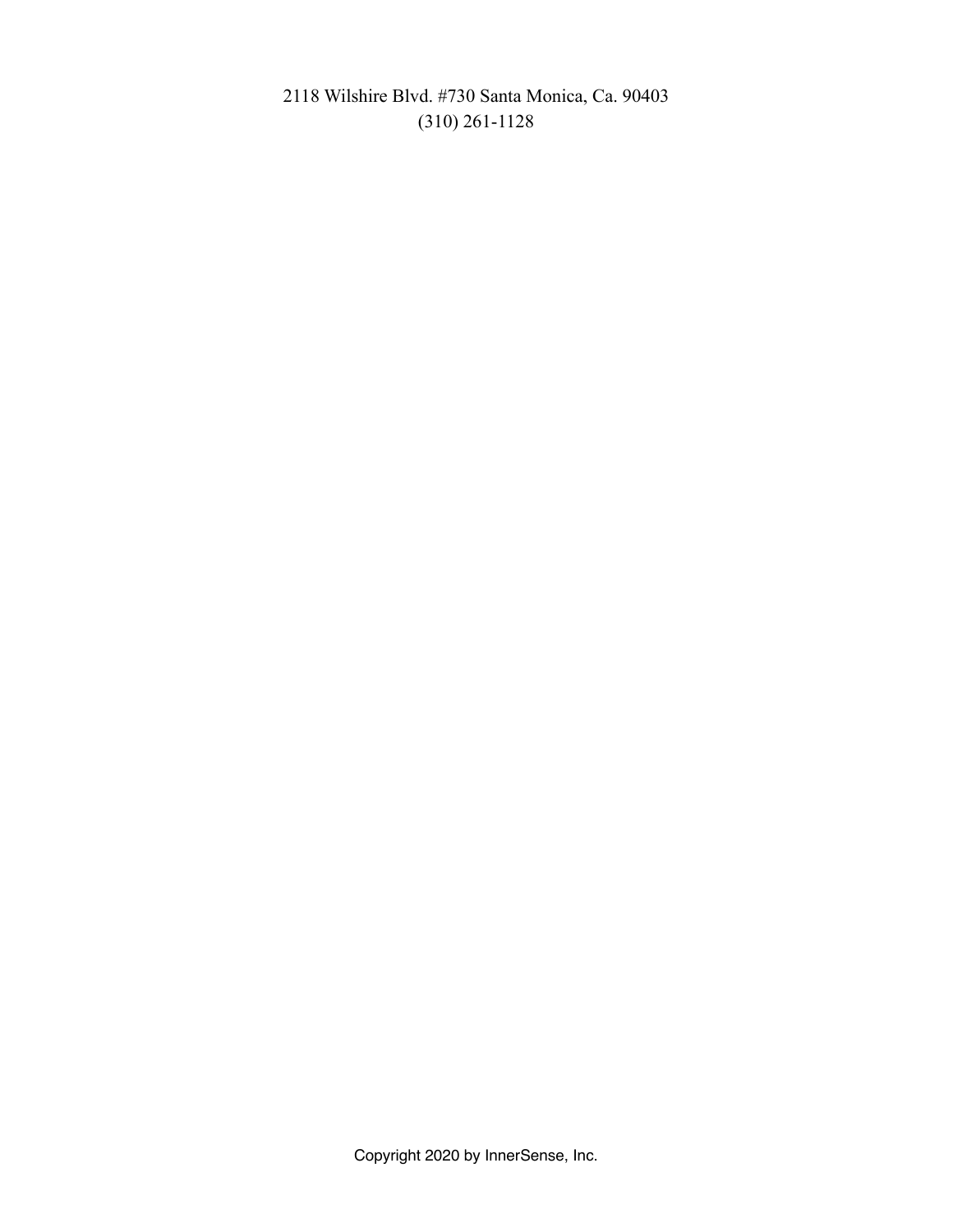2118 Wilshire Blvd. #730 Santa Monica, Ca. 90403
(310) 261-1128

Copyright 2020 by InnerSense, Inc.